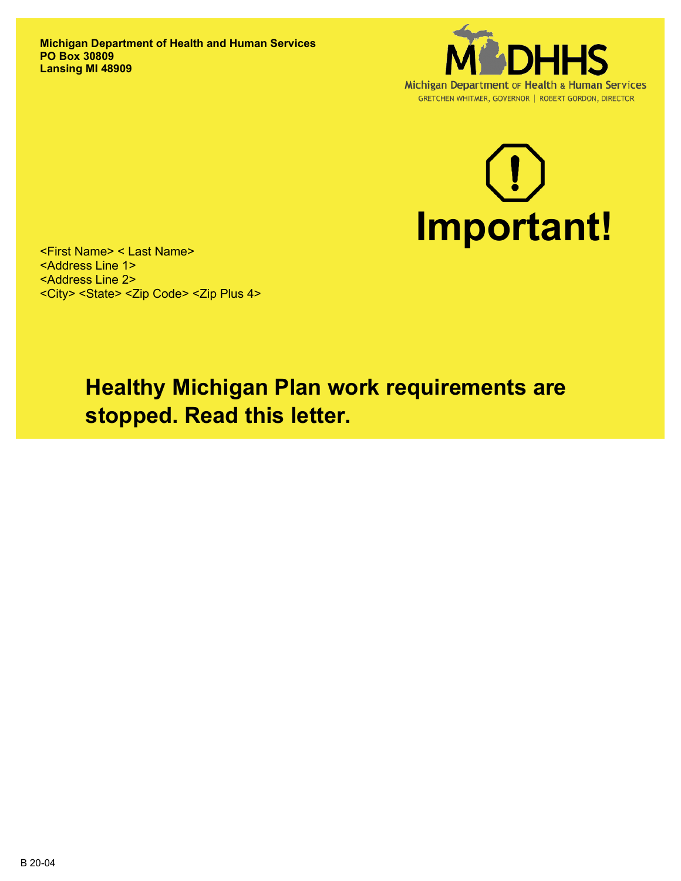**Michigan Department of Health and Human Services**
**PO Box 30809**
**Lansing MI 48909**

MDHHS
Michigan Department of Health & Human Services
GRETCHEN WHITMER, GOVERNOR | ROBERT GORDON, DIRECTOR

# Important!

<First Name> < Last Name>
<Address Line 1>
<Address Line 2>
<City> <State> <Zip Code> <Zip Plus 4>

## Healthy Michigan Plan work requirements are stopped. Read this letter.

B 20-04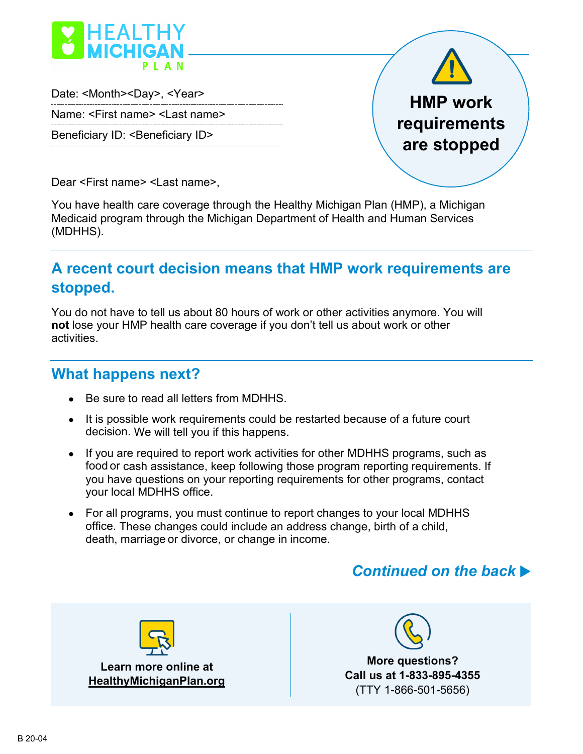# HEALTHY MICHIGAN PLAN

Date: <Month><Day>, <Year>

Name: <First name> <Last name>

Beneficiary ID: <Beneficiary ID>

**HMP work requirements are stopped**

Dear <First name> <Last name>,

You have health care coverage through the Healthy Michigan Plan (HMP), a Michigan Medicaid program through the Michigan Department of Health and Human Services (MDHHS).

## A recent court decision means that HMP work requirements are stopped.

You do not have to tell us about 80 hours of work or other activities anymore. You will **not** lose your HMP health care coverage if you don't tell us about work or other activities.

## What happens next?

- Be sure to read all letters from MDHHS.
- It is possible work requirements could be restarted because of a future court decision. We will tell you if this happens.
- If you are required to report work activities for other MDHHS programs, such as food or cash assistance, keep following those program reporting requirements. If you have questions on your reporting requirements for other programs, contact your local MDHHS office.
- For all programs, you must continue to report changes to your local MDHHS office. These changes could include an address change, birth of a child, death, marriage or divorce, or change in income.

***Continued on the back ▶***

**Learn more online at HealthyMichiganPlan.org**

**More questions?**
**Call us at 1-833-895-4355**
(TTY 1-866-501-5656)

B 20-04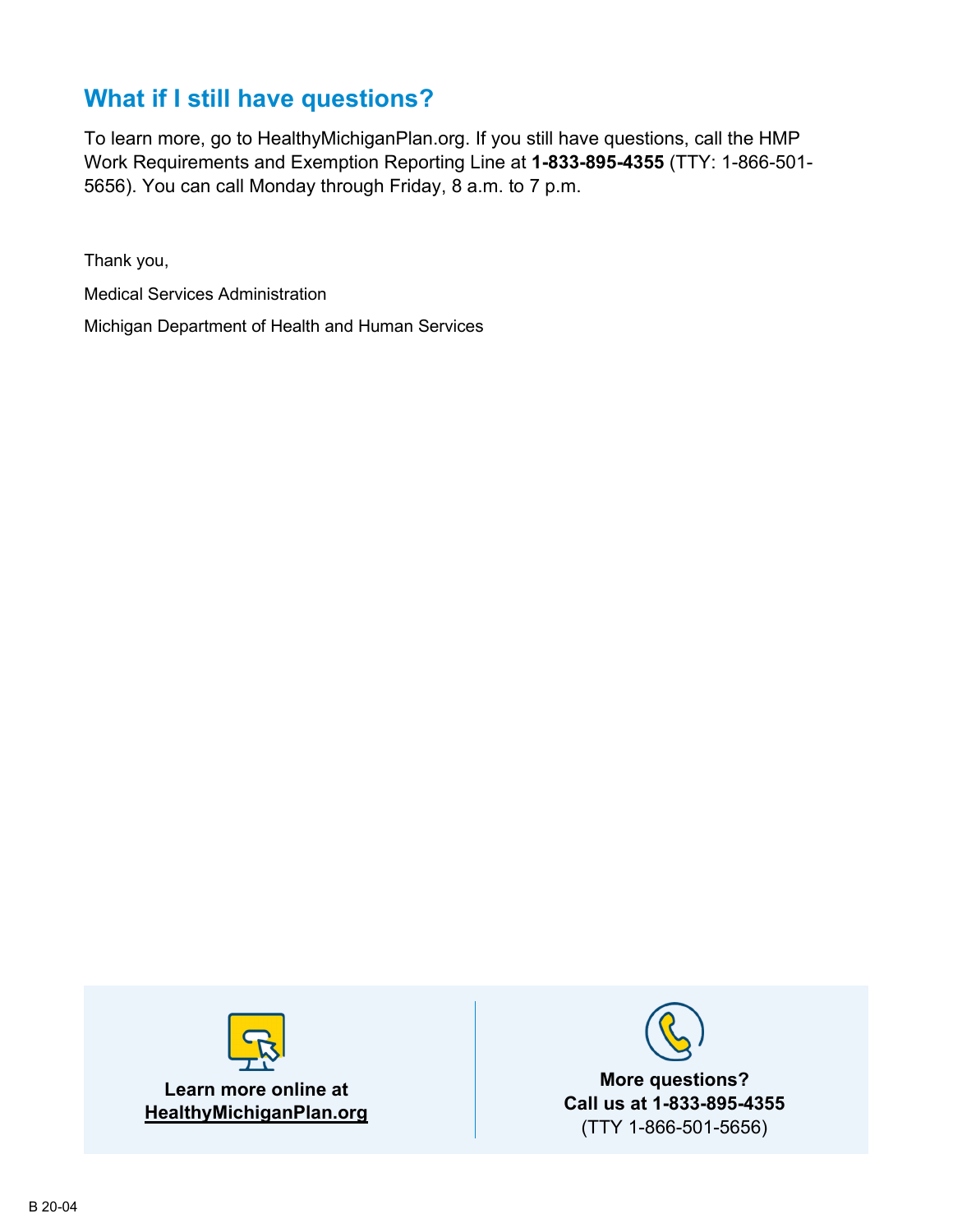## What if I still have questions?

To learn more, go to HealthyMichiganPlan.org. If you still have questions, call the HMP Work Requirements and Exemption Reporting Line at **1-833-895-4355** (TTY: 1-866-501-5656). You can call Monday through Friday, 8 a.m. to 7 p.m.

Thank you,

Medical Services Administration

Michigan Department of Health and Human Services

**Learn more online at**
**HealthyMichiganPlan.org**

**More questions?**
**Call us at 1-833-895-4355**
(TTY 1-866-501-5656)

B 20-04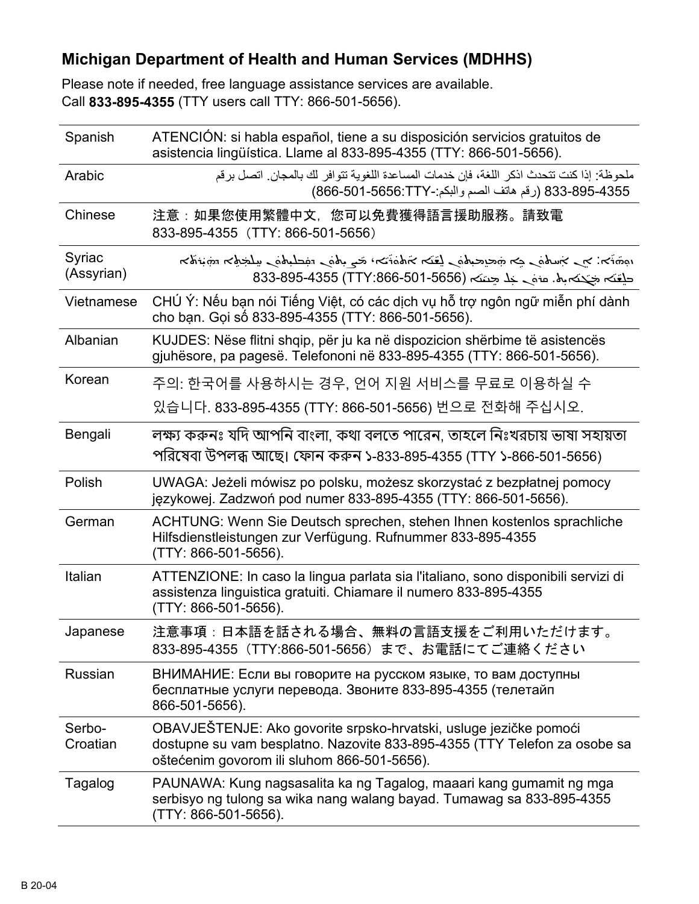## Michigan Department of Health and Human Services (MDHHS)

Please note if needed, free language assistance services are available.
Call **833-895-4355** (TTY users call TTY: 866-501-5656).

| Language | Notice |
| --- | --- |
| Spanish | ATENCIÓN: si habla español, tiene a su disposición servicios gratuitos de asistencia lingüística. Llame al 833-895-4355 (TTY: 866-501-5656). |
| Arabic | ملحوظة: إذا كنت تتحدث اذكر اللغة، فإن خدمات المساعدة اللغوية تتوافر لك بالمجان. اتصل برقم 833-895-4355 (رقم هاتف الصم والبكم:-TTY:866-501-5656) |
| Chinese | 注意：如果您使用繁體中文，您可以免費獲得語言援助服務。請致電 833-895-4355（TTY: 866-501-5656） |
| Syriac (Assyrian) | ܙܘܗܪܐ: ܐܢ ܐܢܬܘܢ ܟܐ ܡܫܬܘܥܕܝܬܘܢ ܠܫܢܐ ܐܬܘܪܝܐ، ܟܐ ܒܥܝܬܘܢ ܡܫܬܡܫܝܬܘܢ ܒܚܠܡܬܐ ܕܗܝܪܬܐ ܠܫܢܢܝܐ ܡܓܢܢܐܝܬ. ܩܪܘܢ ܥܠ ܡܢܝܢܐ 833-895-4355 (TTY:866-501-5656) |
| Vietnamese | CHÚ Ý: Nếu bạn nói Tiếng Việt, có các dịch vụ hỗ trợ ngôn ngữ miễn phí dành cho bạn. Gọi số 833-895-4355 (TTY: 866-501-5656). |
| Albanian | KUJDES: Nëse flitni shqip, për ju ka në dispozicion shërbime të asistencës gjuhësore, pa pagesë. Telefononi në 833-895-4355 (TTY: 866-501-5656). |
| Korean | 주의: 한국어를 사용하시는 경우, 언어 지원 서비스를 무료로 이용하실 수 있습니다. 833-895-4355 (TTY: 866-501-5656) 번으로 전화해 주십시오. |
| Bengali | লক্ষ্য করুনঃ যদি আপনি বাংলা, কথা বলতে পারেন, তাহলে নিঃখরচায় ভাষা সহায়তা পরিষেবা উপলব্ধ আছে। ফোন করুন ১-833-895-4355 (TTY ১-866-501-5656) |
| Polish | UWAGA: Jeżeli mówisz po polsku, możesz skorzystać z bezpłatnej pomocy językowej. Zadzwoń pod numer 833-895-4355 (TTY: 866-501-5656). |
| German | ACHTUNG: Wenn Sie Deutsch sprechen, stehen Ihnen kostenlos sprachliche Hilfsdienstleistungen zur Verfügung. Rufnummer 833-895-4355 (TTY: 866-501-5656). |
| Italian | ATTENZIONE: In caso la lingua parlata sia l'italiano, sono disponibili servizi di assistenza linguistica gratuiti. Chiamare il numero 833-895-4355 (TTY: 866-501-5656). |
| Japanese | 注意事項：日本語を話される場合、無料の言語支援をご利用いただけます。833-895-4355（TTY:866-501-5656）まで、お電話にてご連絡ください |
| Russian | ВНИМАНИЕ: Если вы говорите на русском языке, то вам доступны бесплатные услуги перевода. Звоните 833-895-4355 (телетайп 866-501-5656). |
| Serbo-Croatian | OBAVJEŠTENJE: Ako govorite srpsko-hrvatski, usluge jezičke pomoći dostupne su vam besplatno. Nazovite 833-895-4355 (TTY Telefon za osobe sa oštećenim govorom ili sluhom 866-501-5656). |
| Tagalog | PAUNAWA: Kung nagsasalita ka ng Tagalog, maaari kang gumamit ng mga serbisyo ng tulong sa wika nang walang bayad. Tumawag sa 833-895-4355 (TTY: 866-501-5656). |

B 20-04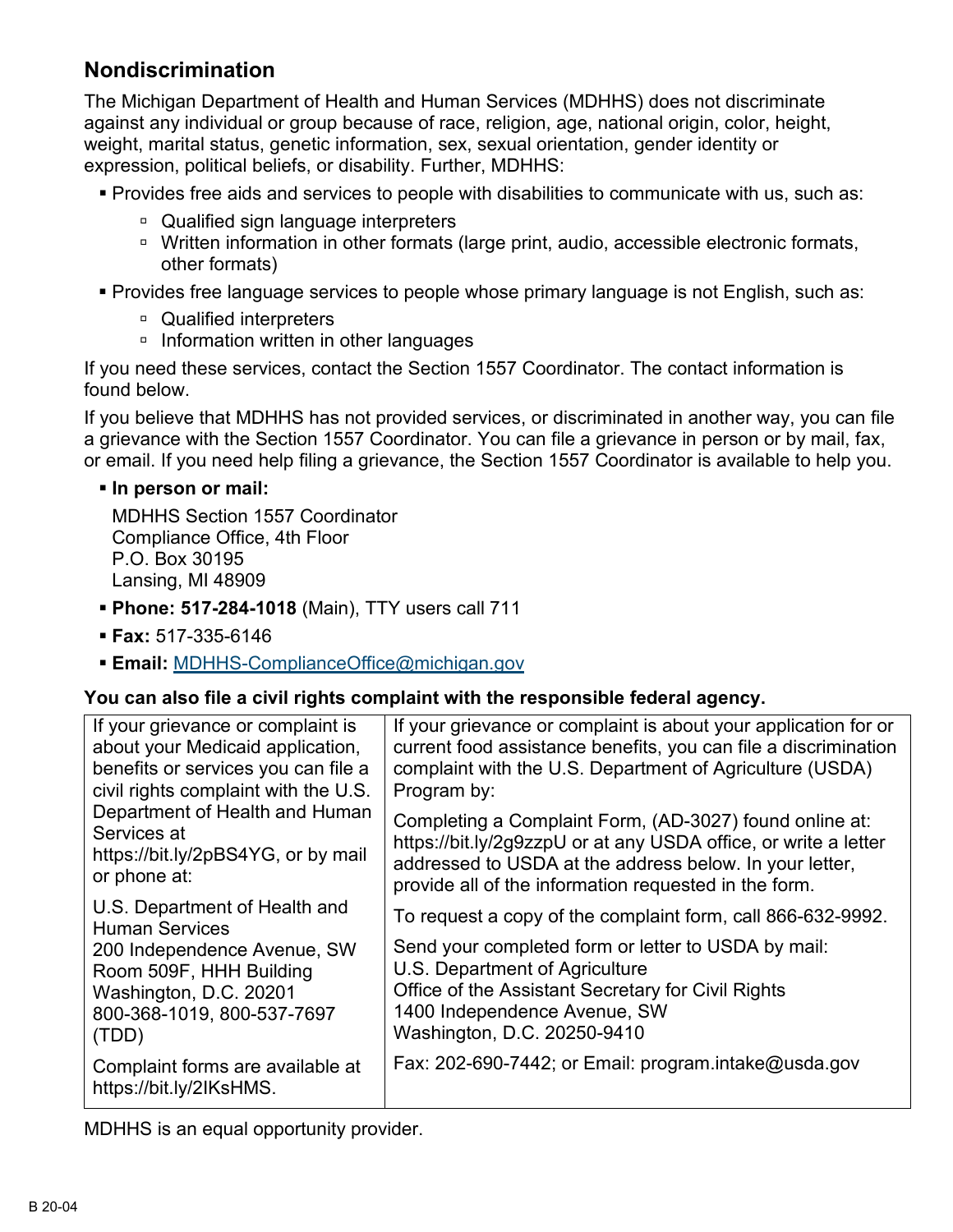## Nondiscrimination

The Michigan Department of Health and Human Services (MDHHS) does not discriminate against any individual or group because of race, religion, age, national origin, color, height, weight, marital status, genetic information, sex, sexual orientation, gender identity or expression, political beliefs, or disability. Further, MDHHS:

- Provides free aids and services to people with disabilities to communicate with us, such as:
  - Qualified sign language interpreters
  - Written information in other formats (large print, audio, accessible electronic formats, other formats)
- Provides free language services to people whose primary language is not English, such as:
  - Qualified interpreters
  - Information written in other languages

If you need these services, contact the Section 1557 Coordinator. The contact information is found below.

If you believe that MDHHS has not provided services, or discriminated in another way, you can file a grievance with the Section 1557 Coordinator. You can file a grievance in person or by mail, fax, or email. If you need help filing a grievance, the Section 1557 Coordinator is available to help you.

- **In person or mail:**

  MDHHS Section 1557 Coordinator
  Compliance Office, 4th Floor
  P.O. Box 30195
  Lansing, MI 48909
- **Phone: 517-284-1018** (Main), TTY users call 711
- **Fax:** 517-335-6146
- **Email:** MDHHS-ComplianceOffice@michigan.gov

**You can also file a civil rights complaint with the responsible federal agency.**

| | |
|---|---|
| If your grievance or complaint is about your Medicaid application, benefits or services you can file a civil rights complaint with the U.S. Department of Health and Human Services at https://bit.ly/2pBS4YG, or by mail or phone at:<br><br>U.S. Department of Health and Human Services<br>200 Independence Avenue, SW<br>Room 509F, HHH Building<br>Washington, D.C. 20201<br>800-368-1019, 800-537-7697 (TDD)<br><br>Complaint forms are available at https://bit.ly/2IKsHMS. | If your grievance or complaint is about your application for or current food assistance benefits, you can file a discrimination complaint with the U.S. Department of Agriculture (USDA) Program by:<br><br>Completing a Complaint Form, (AD-3027) found online at: https://bit.ly/2g9zzpU or at any USDA office, or write a letter addressed to USDA at the address below. In your letter, provide all of the information requested in the form.<br><br>To request a copy of the complaint form, call 866-632-9992.<br><br>Send your completed form or letter to USDA by mail:<br>U.S. Department of Agriculture<br>Office of the Assistant Secretary for Civil Rights<br>1400 Independence Avenue, SW<br>Washington, D.C. 20250-9410<br><br>Fax: 202-690-7442; or Email: program.intake@usda.gov |

MDHHS is an equal opportunity provider.

B 20-04